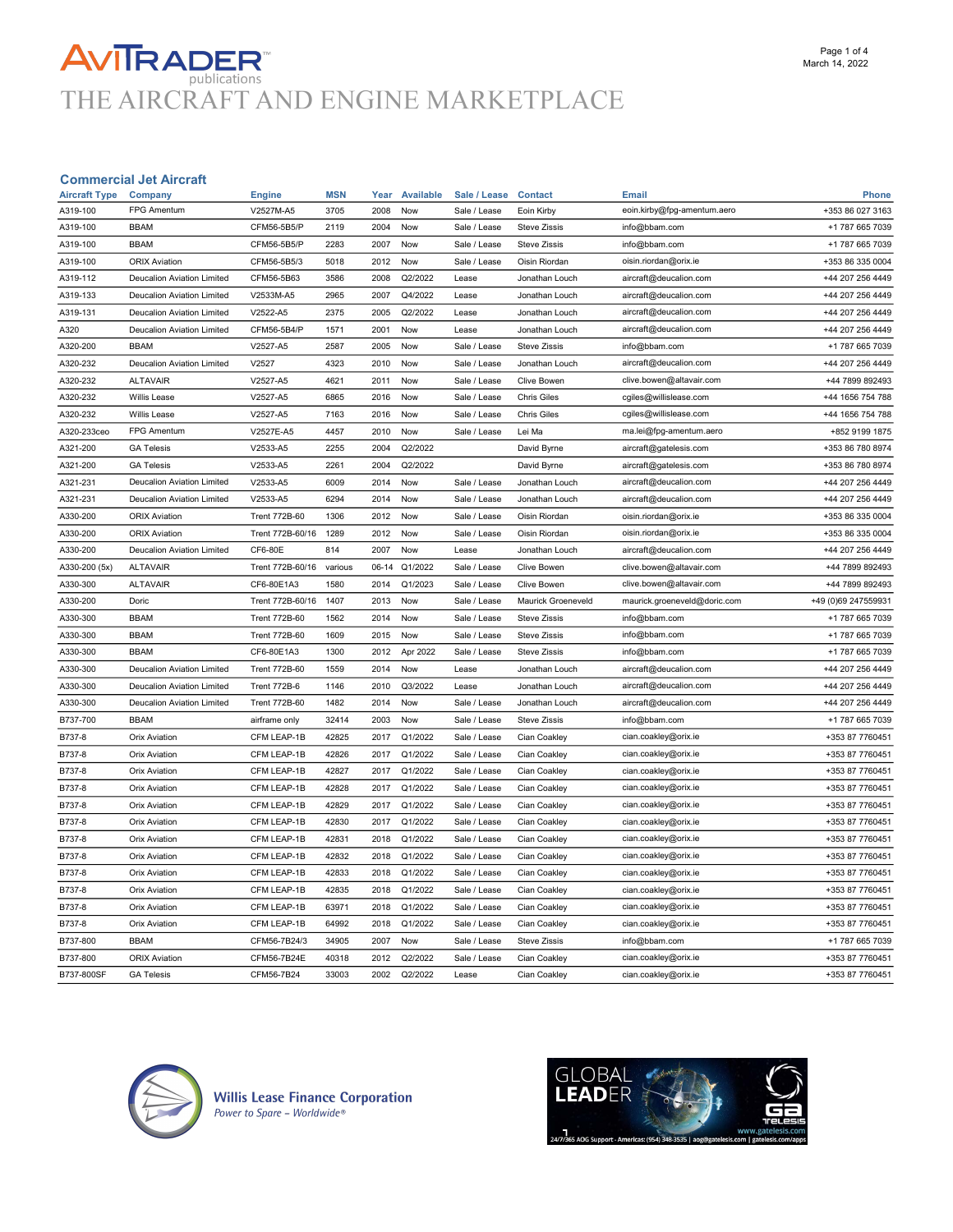# AVITRADER publications

THE AIRCRAFT AND ENGINE MARKETPLACE

March 14, 2022

## Commercial Jet Aircraft

| Aircraft Type | Company | Engine | MSN | Year | Available | Sale / Lease | Contact | Email | Phone |
|---|---|---|---|---|---|---|---|---|---|
| A319-100 | FPG Amentum | V2527M-A5 | 3705 | 2008 | Now | Sale / Lease | Eoin Kirby | eoin.kirby@fpg-amentum.aero | +353 86 027 3163 |
| A319-100 | BBAM | CFM56-5B5/P | 2119 | 2004 | Now | Sale / Lease | Steve Zissis | info@bbam.com | +1 787 665 7039 |
| A319-100 | BBAM | CFM56-5B5/P | 2283 | 2007 | Now | Sale / Lease | Steve Zissis | info@bbam.com | +1 787 665 7039 |
| A319-100 | ORIX Aviation | CFM56-5B5/3 | 5018 | 2012 | Now | Sale / Lease | Oisin Riordan | oisin.riordan@orix.ie | +353 86 335 0004 |
| A319-112 | Deucalion Aviation Limited | CFM56-5B63 | 3586 | 2008 | Q2/2022 | Lease | Jonathan Louch | aircraft@deucalion.com | +44 207 256 4449 |
| A319-133 | Deucalion Aviation Limited | V2533M-A5 | 2965 | 2007 | Q4/2022 | Lease | Jonathan Louch | aircraft@deucalion.com | +44 207 256 4449 |
| A319-131 | Deucalion Aviation Limited | V2522-A5 | 2375 | 2005 | Q2/2022 | Lease | Jonathan Louch | aircraft@deucalion.com | +44 207 256 4449 |
| A320 | Deucalion Aviation Limited | CFM56-5B4/P | 1571 | 2001 | Now | Lease | Jonathan Louch | aircraft@deucalion.com | +44 207 256 4449 |
| A320-200 | BBAM | V2527-A5 | 2587 | 2005 | Now | Sale / Lease | Steve Zissis | info@bbam.com | +1 787 665 7039 |
| A320-232 | Deucalion Aviation Limited | V2527 | 4323 | 2010 | Now | Sale / Lease | Jonathan Louch | aircraft@deucalion.com | +44 207 256 4449 |
| A320-232 | ALTAVAIR | V2527-A5 | 4621 | 2011 | Now | Sale / Lease | Clive Bowen | clive.bowen@altavair.com | +44 7899 892493 |
| A320-232 | Willis Lease | V2527-A5 | 6865 | 2016 | Now | Sale / Lease | Chris Giles | cgiles@willislease.com | +44 1656 754 788 |
| A320-232 | Willis Lease | V2527-A5 | 7163 | 2016 | Now | Sale / Lease | Chris Giles | cgiles@willislease.com | +44 1656 754 788 |
| A320-233ceo | FPG Amentum | V2527E-A5 | 4457 | 2010 | Now | Sale / Lease | Lei Ma | ma.lei@fpg-amentum.aero | +852 9199 1875 |
| A321-200 | GA Telesis | V2533-A5 | 2255 | 2004 | Q2/2022 | | David Byrne | aircraft@gatelesis.com | +353 86 780 8974 |
| A321-200 | GA Telesis | V2533-A5 | 2261 | 2004 | Q2/2022 | | David Byrne | aircraft@gatelesis.com | +353 86 780 8974 |
| A321-231 | Deucalion Aviation Limited | V2533-A5 | 6009 | 2014 | Now | Sale / Lease | Jonathan Louch | aircraft@deucalion.com | +44 207 256 4449 |
| A321-231 | Deucalion Aviation Limited | V2533-A5 | 6294 | 2014 | Now | Sale / Lease | Jonathan Louch | aircraft@deucalion.com | +44 207 256 4449 |
| A330-200 | ORIX Aviation | Trent 772B-60 | 1306 | 2012 | Now | Sale / Lease | Oisin Riordan | oisin.riordan@orix.ie | +353 86 335 0004 |
| A330-200 | ORIX Aviation | Trent 772B-60/16 | 1289 | 2012 | Now | Sale / Lease | Oisin Riordan | oisin.riordan@orix.ie | +353 86 335 0004 |
| A330-200 | Deucalion Aviation Limited | CF6-80E | 814 | 2007 | Now | Lease | Jonathan Louch | aircraft@deucalion.com | +44 207 256 4449 |
| A330-200 (5x) | ALTAVAIR | Trent 772B-60/16 | various | 06-14 | Q1/2022 | Sale / Lease | Clive Bowen | clive.bowen@altavair.com | +44 7899 892493 |
| A330-300 | ALTAVAIR | CF6-80E1A3 | 1580 | 2014 | Q1/2023 | Sale / Lease | Clive Bowen | clive.bowen@altavair.com | +44 7899 892493 |
| A330-200 | Doric | Trent 772B-60/16 | 1407 | 2013 | Now | Sale / Lease | Maurick Groeneveld | maurick.groeneveld@doric.com | +49 (0)69 247559931 |
| A330-300 | BBAM | Trent 772B-60 | 1562 | 2014 | Now | Sale / Lease | Steve Zissis | info@bbam.com | +1 787 665 7039 |
| A330-300 | BBAM | Trent 772B-60 | 1609 | 2015 | Now | Sale / Lease | Steve Zissis | info@bbam.com | +1 787 665 7039 |
| A330-300 | BBAM | CF6-80E1A3 | 1300 | 2012 | Apr 2022 | Sale / Lease | Steve Zissis | info@bbam.com | +1 787 665 7039 |
| A330-300 | Deucalion Aviation Limited | Trent 772B-60 | 1559 | 2014 | Now | Lease | Jonathan Louch | aircraft@deucalion.com | +44 207 256 4449 |
| A330-300 | Deucalion Aviation Limited | Trent 772B-6 | 1146 | 2010 | Q3/2022 | Lease | Jonathan Louch | aircraft@deucalion.com | +44 207 256 4449 |
| A330-300 | Deucalion Aviation Limited | Trent 772B-60 | 1482 | 2014 | Now | Sale / Lease | Jonathan Louch | aircraft@deucalion.com | +44 207 256 4449 |
| B737-700 | BBAM | airframe only | 32414 | 2003 | Now | Sale / Lease | Steve Zissis | info@bbam.com | +1 787 665 7039 |
| B737-8 | Orix Aviation | CFM LEAP-1B | 42825 | 2017 | Q1/2022 | Sale / Lease | Cian Coakley | cian.coakley@orix.ie | +353 87 7760451 |
| B737-8 | Orix Aviation | CFM LEAP-1B | 42826 | 2017 | Q1/2022 | Sale / Lease | Cian Coakley | cian.coakley@orix.ie | +353 87 7760451 |
| B737-8 | Orix Aviation | CFM LEAP-1B | 42827 | 2017 | Q1/2022 | Sale / Lease | Cian Coakley | cian.coakley@orix.ie | +353 87 7760451 |
| B737-8 | Orix Aviation | CFM LEAP-1B | 42828 | 2017 | Q1/2022 | Sale / Lease | Cian Coakley | cian.coakley@orix.ie | +353 87 7760451 |
| B737-8 | Orix Aviation | CFM LEAP-1B | 42829 | 2017 | Q1/2022 | Sale / Lease | Cian Coakley | cian.coakley@orix.ie | +353 87 7760451 |
| B737-8 | Orix Aviation | CFM LEAP-1B | 42830 | 2017 | Q1/2022 | Sale / Lease | Cian Coakley | cian.coakley@orix.ie | +353 87 7760451 |
| B737-8 | Orix Aviation | CFM LEAP-1B | 42831 | 2018 | Q1/2022 | Sale / Lease | Cian Coakley | cian.coakley@orix.ie | +353 87 7760451 |
| B737-8 | Orix Aviation | CFM LEAP-1B | 42832 | 2018 | Q1/2022 | Sale / Lease | Cian Coakley | cian.coakley@orix.ie | +353 87 7760451 |
| B737-8 | Orix Aviation | CFM LEAP-1B | 42833 | 2018 | Q1/2022 | Sale / Lease | Cian Coakley | cian.coakley@orix.ie | +353 87 7760451 |
| B737-8 | Orix Aviation | CFM LEAP-1B | 42835 | 2018 | Q1/2022 | Sale / Lease | Cian Coakley | cian.coakley@orix.ie | +353 87 7760451 |
| B737-8 | Orix Aviation | CFM LEAP-1B | 63971 | 2018 | Q1/2022 | Sale / Lease | Cian Coakley | cian.coakley@orix.ie | +353 87 7760451 |
| B737-8 | Orix Aviation | CFM LEAP-1B | 64992 | 2018 | Q1/2022 | Sale / Lease | Cian Coakley | cian.coakley@orix.ie | +353 87 7760451 |
| B737-800 | BBAM | CFM56-7B24/3 | 34905 | 2007 | Now | Sale / Lease | Steve Zissis | info@bbam.com | +1 787 665 7039 |
| B737-800 | ORIX Aviation | CFM56-7B24E | 40318 | 2012 | Q2/2022 | Sale / Lease | Cian Coakley | cian.coakley@orix.ie | +353 87 7760451 |
| B737-800SF | GA Telesis | CFM56-7B24 | 33003 | 2002 | Q2/2022 | Lease | Cian Coakley | cian.coakley@orix.ie | +353 87 7760451 |

Willis Lease Finance Corporation
*Power to Spare – Worldwide®*

GLOBAL LEADER — GA Telesis — www.gatelesis.com
24/7/365 AOG Support - Americas: (954) 348-3535 | aog@gatelesis.com | gatelesis.com/apps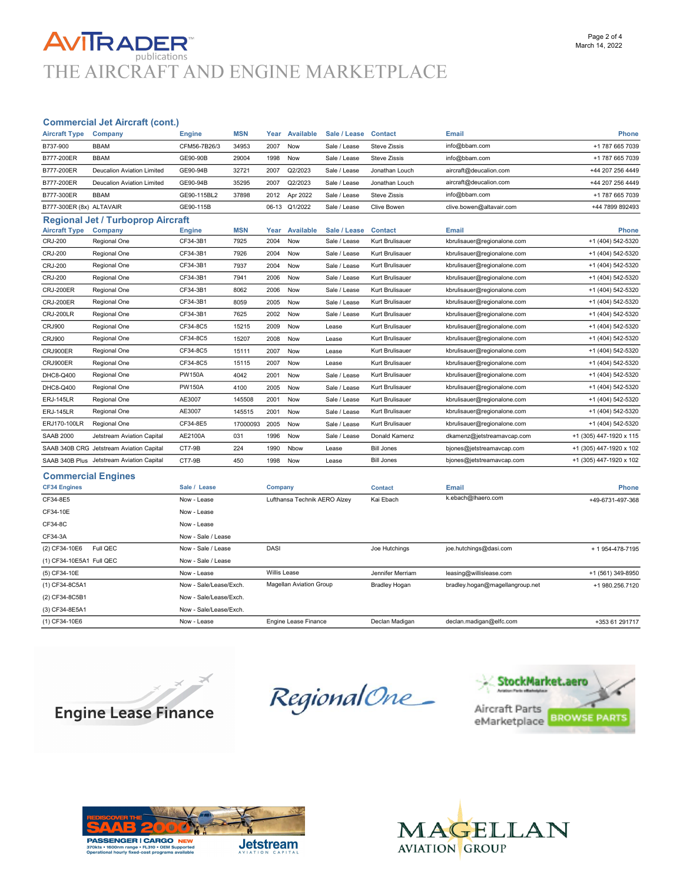## Commercial Jet Aircraft (cont.)

| Aircraft Type | Company | Engine | MSN | Year | Available | Sale / Lease | Contact | Email | Phone |
|---|---|---|---|---|---|---|---|---|---|
| B737-900 | BBAM | CFM56-7B26/3 | 34953 | 2007 | Now | Sale / Lease | Steve Zissis | info@bbam.com | +1 787 665 7039 |
| B777-200ER | BBAM | GE90-90B | 29004 | 1998 | Now | Sale / Lease | Steve Zissis | info@bbam.com | +1 787 665 7039 |
| B777-200ER | Deucalion Aviation Limited | GE90-94B | 32721 | 2007 | Q2/2023 | Sale / Lease | Jonathan Louch | aircraft@deucalion.com | +44 207 256 4449 |
| B777-200ER | Deucalion Aviation Limited | GE90-94B | 35295 | 2007 | Q2/2023 | Sale / Lease | Jonathan Louch | aircraft@deucalion.com | +44 207 256 4449 |
| B777-300ER | BBAM | GE90-115BL2 | 37898 | 2012 | Apr 2022 | Sale / Lease | Steve Zissis | info@bbam.com | +1 787 665 7039 |
| B777-300ER (8x) | ALTAVAIR | GE90-115B | | 06-13 | Q1/2022 | Sale / Lease | Clive Bowen | clive.bowen@altavair.com | +44 7899 892493 |

## Regional Jet / Turboprop Aircraft

| Aircraft Type | Company | Engine | MSN | Year | Available | Sale / Lease | Contact | Email | Phone |
|---|---|---|---|---|---|---|---|---|---|
| CRJ-200 | Regional One | CF34-3B1 | 7925 | 2004 | Now | Sale / Lease | Kurt Brulisauer | kbrulisauer@regionalone.com | +1 (404) 542-5320 |
| CRJ-200 | Regional One | CF34-3B1 | 7926 | 2004 | Now | Sale / Lease | Kurt Brulisauer | kbrulisauer@regionalone.com | +1 (404) 542-5320 |
| CRJ-200 | Regional One | CF34-3B1 | 7937 | 2004 | Now | Sale / Lease | Kurt Brulisauer | kbrulisauer@regionalone.com | +1 (404) 542-5320 |
| CRJ-200 | Regional One | CF34-3B1 | 7941 | 2006 | Now | Sale / Lease | Kurt Brulisauer | kbrulisauer@regionalone.com | +1 (404) 542-5320 |
| CRJ-200ER | Regional One | CF34-3B1 | 8062 | 2006 | Now | Sale / Lease | Kurt Brulisauer | kbrulisauer@regionalone.com | +1 (404) 542-5320 |
| CRJ-200ER | Regional One | CF34-3B1 | 8059 | 2005 | Now | Sale / Lease | Kurt Brulisauer | kbrulisauer@regionalone.com | +1 (404) 542-5320 |
| CRJ-200LR | Regional One | CF34-3B1 | 7625 | 2002 | Now | Sale / Lease | Kurt Brulisauer | kbrulisauer@regionalone.com | +1 (404) 542-5320 |
| CRJ900 | Regional One | CF34-8C5 | 15215 | 2009 | Now | Lease | Kurt Brulisauer | kbrulisauer@regionalone.com | +1 (404) 542-5320 |
| CRJ900 | Regional One | CF34-8C5 | 15207 | 2008 | Now | Lease | Kurt Brulisauer | kbrulisauer@regionalone.com | +1 (404) 542-5320 |
| CRJ900ER | Regional One | CF34-8C5 | 15111 | 2007 | Now | Lease | Kurt Brulisauer | kbrulisauer@regionalone.com | +1 (404) 542-5320 |
| CRJ900ER | Regional One | CF34-8C5 | 15115 | 2007 | Now | Lease | Kurt Brulisauer | kbrulisauer@regionalone.com | +1 (404) 542-5320 |
| DHC8-Q400 | Regional One | PW150A | 4042 | 2001 | Now | Sale / Lease | Kurt Brulisauer | kbrulisauer@regionalone.com | +1 (404) 542-5320 |
| DHC8-Q400 | Regional One | PW150A | 4100 | 2005 | Now | Sale / Lease | Kurt Brulisauer | kbrulisauer@regionalone.com | +1 (404) 542-5320 |
| ERJ-145LR | Regional One | AE3007 | 145508 | 2001 | Now | Sale / Lease | Kurt Brulisauer | kbrulisauer@regionalone.com | +1 (404) 542-5320 |
| ERJ-145LR | Regional One | AE3007 | 145515 | 2001 | Now | Sale / Lease | Kurt Brulisauer | kbrulisauer@regionalone.com | +1 (404) 542-5320 |
| ERJ170-100LR | Regional One | CF34-8E5 | 17000093 | 2005 | Now | Sale / Lease | Kurt Brulisauer | kbrulisauer@regionalone.com | +1 (404) 542-5320 |
| SAAB 2000 | Jetstream Aviation Capital | AE2100A | 031 | 1996 | Now | Sale / Lease | Donald Kamenz | dkamenz@jetstreamavcap.com | +1 (305) 447-1920 x 115 |
| SAAB 340B CRG | Jetstream Aviation Capital | CT7-9B | 224 | 1990 | Nbow | Lease | Bill Jones | bjones@jetstreamavcap.com | +1 (305) 447-1920 x 102 |
| SAAB 340B Plus | Jetstream Aviation Capital | CT7-9B | 450 | 1998 | Now | Lease | Bill Jones | bjones@jetstreamavcap.com | +1 (305) 447-1920 x 102 |

## Commercial Engines

| CF34 Engines | Sale / Lease | Company | Contact | Email | Phone |
|---|---|---|---|---|---|
| CF34-8E5 | Now - Lease | Lufthansa Technik AERO Alzey | Kai Ebach | k.ebach@lhaero.com | +49-6731-497-368 |
| CF34-10E | Now - Lease | | | | |
| CF34-8C | Now - Lease | | | | |
| CF34-3A | Now - Sale / Lease | | | | |
| (2) CF34-10E6 Full QEC | Now - Sale / Lease | DASI | Joe Hutchings | joe.hutchings@dasi.com | + 1 954-478-7195 |
| (1) CF34-10E5A1 Full QEC | Now - Sale / Lease | | | | |
| (5) CF34-10E | Now - Lease | Willis Lease | Jennifer Merriam | leasing@willislease.com | +1 (561) 349-8950 |
| (1) CF34-8C5A1 | Now - Sale/Lease/Exch. | Magellan Aviation Group | Bradley Hogan | bradley.hogan@magellangroup.net | +1 980.256.7120 |
| (2) CF34-8C5B1 | Now - Sale/Lease/Exch. | | | | |
| (3) CF34-8E5A1 | Now - Sale/Lease/Exch. | | | | |
| (1) CF34-10E6 | Now - Lease | Engine Lease Finance | Declan Madigan | declan.madigan@elfc.com | +353 61 291717 |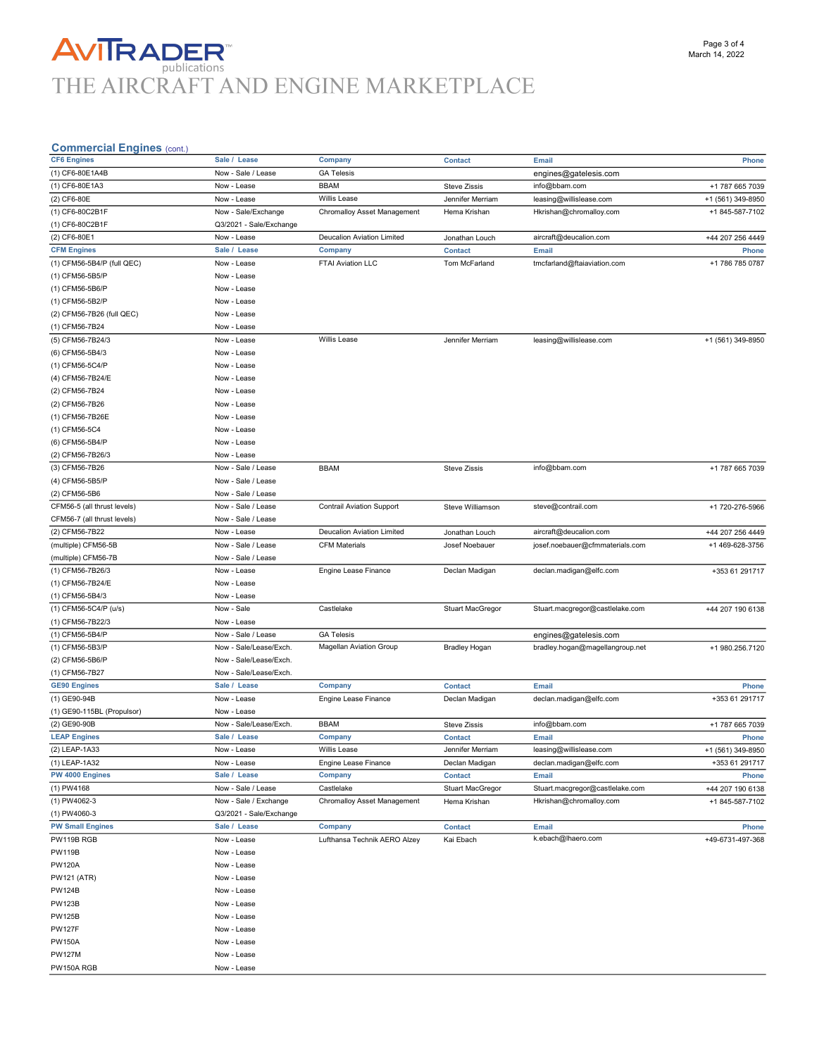## Commercial Engines (cont.)

| CF6 Engines | Sale / Lease | Company | Contact | Email | Phone |
|---|---|---|---|---|---|
| (1) CF6-80E1A4B | Now - Sale / Lease | GA Telesis | | engines@gatelesis.com | |
| (1) CF6-80E1A3 | Now - Lease | BBAM | Steve Zissis | info@bbam.com | +1 787 665 7039 |
| (2) CF6-80E | Now - Lease | Willis Lease | Jennifer Merriam | leasing@willislease.com | +1 (561) 349-8950 |
| (1) CF6-80C2B1F | Now - Sale/Exchange | Chromalloy Asset Management | Hema Krishan | Hkrishan@chromalloy.com | +1 845-587-7102 |
| (1) CF6-80C2B1F | Q3/2021 - Sale/Exchange | | | | |
| (2) CF6-80E1 | Now - Lease | Deucalion Aviation Limited | Jonathan Louch | aircraft@deucalion.com | +44 207 256 4449 |
| **CFM Engines** | **Sale / Lease** | **Company** | **Contact** | **Email** | **Phone** |
| (1) CFM56-5B4/P (full QEC) | Now - Lease | FTAI Aviation LLC | Tom McFarland | tmcfarland@ftaiaviation.com | +1 786 785 0787 |
| (1) CFM56-5B5/P | Now - Lease | | | | |
| (1) CFM56-5B6/P | Now - Lease | | | | |
| (1) CFM56-5B2/P | Now - Lease | | | | |
| (2) CFM56-7B26 (full QEC) | Now - Lease | | | | |
| (1) CFM56-7B24 | Now - Lease | | | | |
| (5) CFM56-7B24/3 | Now - Lease | Willis Lease | Jennifer Merriam | leasing@willislease.com | +1 (561) 349-8950 |
| (6) CFM56-5B4/3 | Now - Lease | | | | |
| (1) CFM56-5C4/P | Now - Lease | | | | |
| (4) CFM56-7B24/E | Now - Lease | | | | |
| (2) CFM56-7B24 | Now - Lease | | | | |
| (2) CFM56-7B26 | Now - Lease | | | | |
| (1) CFM56-7B26E | Now - Lease | | | | |
| (1) CFM56-5C4 | Now - Lease | | | | |
| (6) CFM56-5B4/P | Now - Lease | | | | |
| (2) CFM56-7B26/3 | Now - Lease | | | | |
| (3) CFM56-7B26 | Now - Sale / Lease | BBAM | Steve Zissis | info@bbam.com | +1 787 665 7039 |
| (4) CFM56-5B5/P | Now - Sale / Lease | | | | |
| (2) CFM56-5B6 | Now - Sale / Lease | | | | |
| CFM56-5 (all thrust levels) | Now - Sale / Lease | Contrail Aviation Support | Steve Williamson | steve@contrail.com | +1 720-276-5966 |
| CFM56-7 (all thrust levels) | Now - Sale / Lease | | | | |
| (2) CFM56-7B22 | Now - Lease | Deucalion Aviation Limited | Jonathan Louch | aircraft@deucalion.com | +44 207 256 4449 |
| (multiple) CFM56-5B | Now - Sale / Lease | CFM Materials | Josef Noebauer | josef.noebauer@cfmmaterials.com | +1 469-628-3756 |
| (multiple) CFM56-7B | Now - Sale / Lease | | | | |
| (1) CFM56-7B26/3 | Now - Lease | Engine Lease Finance | Declan Madigan | declan.madigan@elfc.com | +353 61 291717 |
| (1) CFM56-7B24/E | Now - Lease | | | | |
| (1) CFM56-5B4/3 | Now - Lease | | | | |
| (1) CFM56-5C4/P (u/s) | Now - Sale | Castlelake | Stuart MacGregor | Stuart.macgregor@castlelake.com | +44 207 190 6138 |
| (1) CFM56-7B22/3 | Now - Lease | | | | |
| (1) CFM56-5B4/P | Now - Sale / Lease | GA Telesis | | engines@gatelesis.com | |
| (1) CFM56-5B3/P | Now - Sale/Lease/Exch. | Magellan Aviation Group | Bradley Hogan | bradley.hogan@magellangroup.net | +1 980.256.7120 |
| (2) CFM56-5B6/P | Now - Sale/Lease/Exch. | | | | |
| (1) CFM56-7B27 | Now - Sale/Lease/Exch. | | | | |
| **GE90 Engines** | **Sale / Lease** | **Company** | **Contact** | **Email** | **Phone** |
| (1) GE90-94B | Now - Lease | Engine Lease Finance | Declan Madigan | declan.madigan@elfc.com | +353 61 291717 |
| (1) GE90-115BL (Propulsor) | Now - Lease | | | | |
| (2) GE90-90B | Now - Sale/Lease/Exch. | BBAM | Steve Zissis | info@bbam.com | +1 787 665 7039 |
| **LEAP Engines** | **Sale / Lease** | **Company** | **Contact** | **Email** | **Phone** |
| (2) LEAP-1A33 | Now - Lease | Willis Lease | Jennifer Merriam | leasing@willislease.com | +1 (561) 349-8950 |
| (1) LEAP-1A32 | Now - Lease | Engine Lease Finance | Declan Madigan | declan.madigan@elfc.com | +353 61 291717 |
| **PW 4000 Engines** | **Sale / Lease** | **Company** | **Contact** | **Email** | **Phone** |
| (1) PW4168 | Now - Sale / Lease | Castlelake | Stuart MacGregor | Stuart.macgregor@castlelake.com | +44 207 190 6138 |
| (1) PW4062-3 | Now - Sale / Exchange | Chromalloy Asset Management | Hema Krishan | Hkrishan@chromalloy.com | +1 845-587-7102 |
| (1) PW4060-3 | Q3/2021 - Sale/Exchange | | | | |
| **PW Small Engines** | **Sale / Lease** | **Company** | **Contact** | **Email** | **Phone** |
| PW119B RGB | Now - Lease | Lufthansa Technik AERO Alzey | Kai Ebach | k.ebach@lhaero.com | +49-6731-497-368 |
| PW119B | Now - Lease | | | | |
| PW120A | Now - Lease | | | | |
| PW121 (ATR) | Now - Lease | | | | |
| PW124B | Now - Lease | | | | |
| PW123B | Now - Lease | | | | |
| PW125B | Now - Lease | | | | |
| PW127F | Now - Lease | | | | |
| PW150A | Now - Lease | | | | |
| PW127M | Now - Lease | | | | |
| PW150A RGB | Now - Lease | | | | |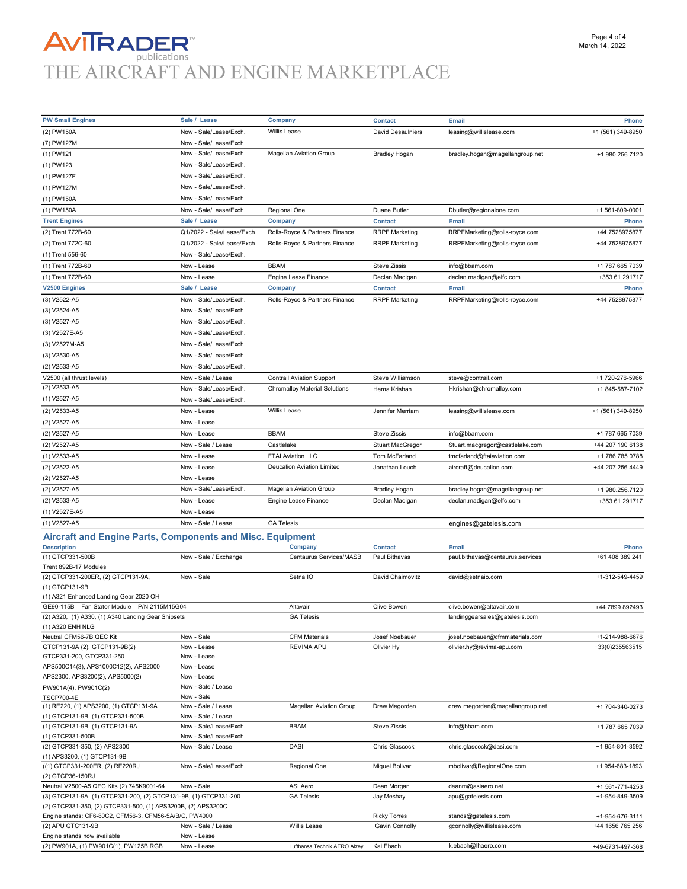# AVITRADER publications

# THE AIRCRAFT AND ENGINE MARKETPLACE

| PW Small Engines | Sale / Lease | Company | Contact | Email | Phone |
|---|---|---|---|---|---|
| (2) PW150A | Now - Sale/Lease/Exch. | Willis Lease | David Desaulniers | leasing@willislease.com | +1 (561) 349-8950 |
| (7) PW127M | Now - Sale/Lease/Exch. | | | | |
| (1) PW121 | Now - Sale/Lease/Exch. | Magellan Aviation Group | Bradley Hogan | bradley.hogan@magellangroup.net | +1 980.256.7120 |
| (1) PW123 | Now - Sale/Lease/Exch. | | | | |
| (1) PW127F | Now - Sale/Lease/Exch. | | | | |
| (1) PW127M | Now - Sale/Lease/Exch. | | | | |
| (1) PW150A | Now - Sale/Lease/Exch. | | | | |
| (1) PW150A | Now - Sale/Lease/Exch. | Regional One | Duane Butler | Dbutler@regionalone.com | +1 561-809-0001 |

| Trent Engines | Sale / Lease | Company | Contact | Email | Phone |
|---|---|---|---|---|---|
| (2) Trent 772B-60 | Q1/2022 - Sale/Lease/Exch. | Rolls-Royce & Partners Finance | RRPF Marketing | RRPFMarketing@rolls-royce.com | +44 7528975877 |
| (2) Trent 772C-60 | Q1/2022 - Sale/Lease/Exch. | Rolls-Royce & Partners Finance | RRPF Marketing | RRPFMarketing@rolls-royce.com | +44 7528975877 |
| (1) Trent 556-60 | Now - Sale/Lease/Exch. | | | | |
| (1) Trent 772B-60 | Now - Lease | BBAM | Steve Zissis | info@bbam.com | +1 787 665 7039 |
| (1) Trent 772B-60 | Now - Lease | Engine Lease Finance | Declan Madigan | declan.madigan@elfc.com | +353 61 291717 |

| V2500 Engines | Sale / Lease | Company | Contact | Email | Phone |
|---|---|---|---|---|---|
| (3) V2522-A5 | Now - Sale/Lease/Exch. | Rolls-Royce & Partners Finance | RRPF Marketing | RRPFMarketing@rolls-royce.com | +44 7528975877 |
| (3) V2524-A5 | Now - Sale/Lease/Exch. | | | | |
| (3) V2527-A5 | Now - Sale/Lease/Exch. | | | | |
| (3) V2527E-A5 | Now - Sale/Lease/Exch. | | | | |
| (3) V2527M-A5 | Now - Sale/Lease/Exch. | | | | |
| (3) V2530-A5 | Now - Sale/Lease/Exch. | | | | |
| (2) V2533-A5 | Now - Sale/Lease/Exch. | | | | |
| V2500 (all thrust levels) | Now - Sale / Lease | Contrail Aviation Support | Steve Williamson | steve@contrail.com | +1 720-276-5966 |
| (2) V2533-A5 | Now - Sale/Lease/Exch. | Chromalloy Material Solutions | Hema Krishan | Hkrishan@chromalloy.com | +1 845-587-7102 |
| (1) V2527-A5 | Now - Sale/Lease/Exch. | | | | |
| (2) V2533-A5 | Now - Lease | Willis Lease | Jennifer Merriam | leasing@willislease.com | +1 (561) 349-8950 |
| (2) V2527-A5 | Now - Lease | | | | |
| (2) V2527-A5 | Now - Lease | BBAM | Steve Zissis | info@bbam.com | +1 787 665 7039 |
| (2) V2527-A5 | Now - Sale / Lease | Castlelake | Stuart MacGregor | Stuart.macgregor@castlelake.com | +44 207 190 6138 |
| (1) V2533-A5 | Now - Lease | FTAI Aviation LLC | Tom McFarland | tmcfarland@ftaiaviation.com | +1 786 785 0788 |
| (2) V2522-A5 | Now - Lease | Deucalion Aviation Limited | Jonathan Louch | aircraft@deucalion.com | +44 207 256 4449 |
| (2) V2527-A5 | Now - Lease | | | | |
| (2) V2527-A5 | Now - Sale/Lease/Exch. | Magellan Aviation Group | Bradley Hogan | bradley.hogan@magellangroup.net | +1 980.256.7120 |
| (2) V2533-A5 | Now - Lease | Engine Lease Finance | Declan Madigan | declan.madigan@elfc.com | +353 61 291717 |
| (1) V2527E-A5 | Now - Lease | | | | |
| (1) V2527-A5 | Now - Sale / Lease | GA Telesis | | engines@gatelesis.com | |

## Aircraft and Engine Parts, Components and Misc. Equipment

| Description | | Company | Contact | Email | Phone |
|---|---|---|---|---|---|
| (1) GTCP331-500B | Now - Sale / Exchange | Centaurus Services/MASB | Paul Bithavas | paul.bithavas@centaurus.services | +61 408 389 241 |
| Trent 892B-17 Modules | | | | | |
| (2) GTCP331-200ER, (2) GTCP131-9A, | Now - Sale | Setna IO | David Chaimovitz | david@setnaio.com | +1-312-549-4459 |
| (1) GTCP131-9B | | | | | |
| (1) A321 Enhanced Landing Gear 2020 OH | | | | | |
| GE90-115B – Fan Stator Module – P/N 2115M15G04 | | Altavair | Clive Bowen | clive.bowen@altavair.com | +44 7899 892493 |
| (2) A320, (1) A330, (1) A340 Landing Gear Shipsets | | GA Telesis | | landinggearsales@gatelesis.com | |
| (1) A320 ENH NLG | | | | | |
| Neutral CFM56-7B QEC Kit | Now - Sale | CFM Materials | Josef Noebauer | josef.noebauer@cfmmaterials.com | +1-214-988-6676 |
| GTCP131-9A (2), GTCP131-9B(2) | Now - Lease | REVIMA APU | Olivier Hy | olivier.hy@revima-apu.com | +33(0)235563515 |
| GTCP331-200, GTCP331-250 | Now - Lease | | | | |
| APS500C14(3), APS1000C12(2), APS2000 | Now - Lease | | | | |
| APS2300, APS3200(2), APS5000(2) | Now - Lease | | | | |
| PW901A(4), PW901C(2) | Now - Sale / Lease | | | | |
| TSCP700-4E | Now - Sale | | | | |
| (1) RE220, (1) APS3200, (1) GTCP131-9A | Now - Sale / Lease | Magellan Aviation Group | Drew Megorden | drew.megorden@magellangroup.net | +1 704-340-0273 |
| (1) GTCP131-9B, (1) GTCP331-500B | Now - Sale / Lease | | | | |
| (1) GTCP131-9B, (1) GTCP131-9A | Now - Sale/Lease/Exch. | BBAM | Steve Zissis | info@bbam.com | +1 787 665 7039 |
| (1) GTCP331-500B | Now - Sale/Lease/Exch. | | | | |
| (2) GTCP331-350, (2) APS2300 | Now - Sale / Lease | DASI | Chris Glascock | chris.glascock@dasi.com | +1 954-801-3592 |
| (1) APS3200, (1) GTCP131-9B | | | | | |
| ((1) GTCP331-200ER, (2) RE220RJ | Now - Sale/Lease/Exch. | Regional One | Miguel Bolivar | mbolivar@RegionalOne.com | +1 954-683-1893 |
| (2) GTCP36-150RJ | | | | | |
| Neutral V2500-A5 QEC Kits (2) 745K9001-64 | Now - Sale | ASI Aero | Dean Morgan | deanm@asiaero.net | +1 561-771-4253 |
| (3) GTCP131-9A, (1) GTCP331-200, (2) GTCP131-9B, (1) GTCP331-200 | | GA Telesis | Jay Meshay | apu@gatelesis.com | +1-954-849-3509 |
| (2) GTCP331-350, (2) GTCP331-500, (1) APS3200B, (2) APS3200C | | | | | |
| Engine stands: CF6-80C2, CFM56-3, CFM56-5A/B/C, PW4000 | | | Ricky Torres | stands@gatelesis.com | +1-954-676-3111 |
| (2) APU GTC131-9B | Now - Sale / Lease | Willis Lease | Gavin Connolly | gconnolly@willislease.com | +44 1656 765 256 |
| Engine stands now available | Now - Lease | | | | |
| (2) PW901A, (1) PW901C(1), PW125B RGB | Now - Lease | Lufthansa Technik AERO Alzey | Kai Ebach | k.ebach@lhaero.com | +49-6731-497-368 |